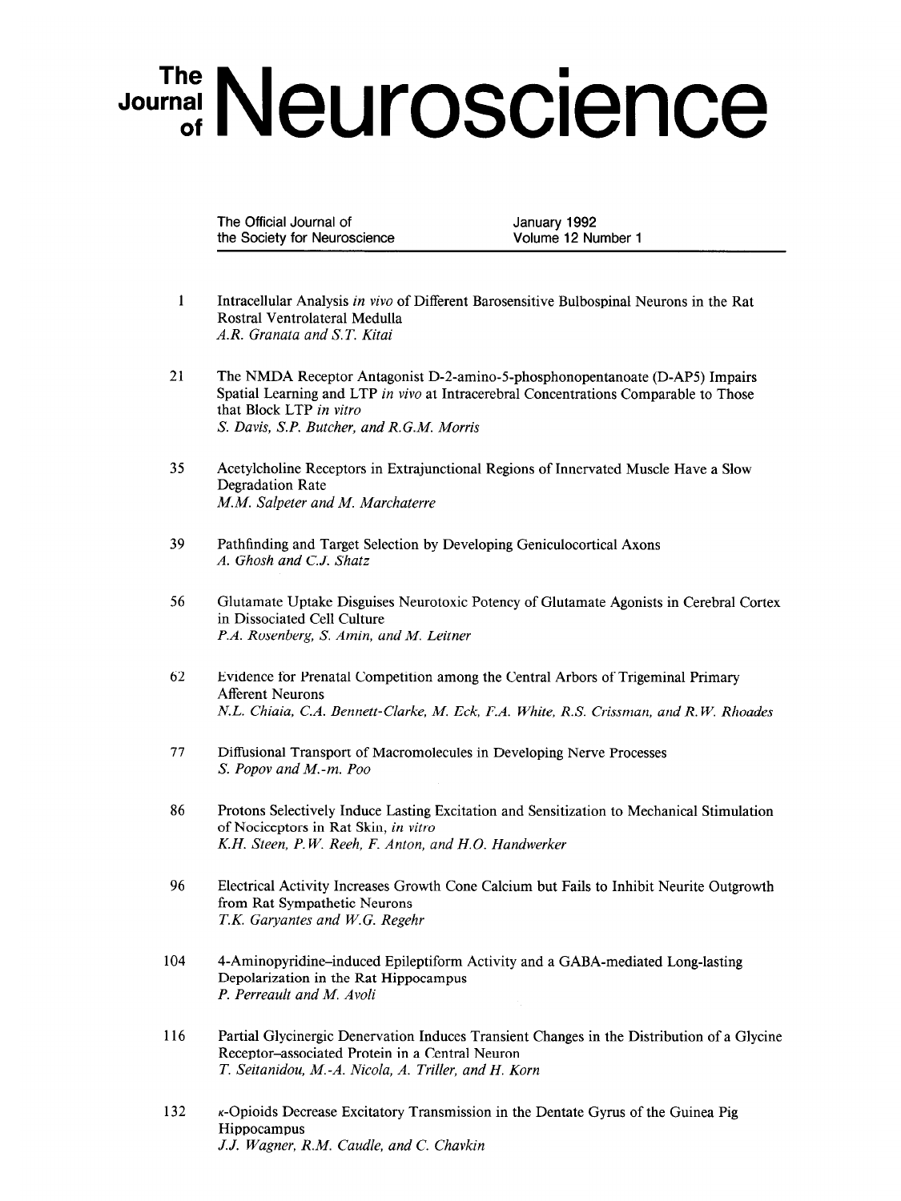# The Journal of Neuroscience

The Official Journal of the Society for Neuroscience

January 1992
Volume 12 Number 1

1 Intracellular Analysis *in vivo* of Different Barosensitive Bulbospinal Neurons in the Rat Rostral Ventrolateral Medulla
*A.R. Granata and S.T. Kitai*

21 The NMDA Receptor Antagonist D-2-amino-5-phosphonopentanoate (D-AP5) Impairs Spatial Learning and LTP *in vivo* at Intracerebral Concentrations Comparable to Those that Block LTP *in vitro*
*S. Davis, S.P. Butcher, and R.G.M. Morris*

35 Acetylcholine Receptors in Extrajunctional Regions of Innervated Muscle Have a Slow Degradation Rate
*M.M. Salpeter and M. Marchaterre*

39 Pathfinding and Target Selection by Developing Geniculocortical Axons
*A. Ghosh and C.J. Shatz*

56 Glutamate Uptake Disguises Neurotoxic Potency of Glutamate Agonists in Cerebral Cortex in Dissociated Cell Culture
*P.A. Rosenberg, S. Amin, and M. Leitner*

62 Evidence for Prenatal Competition among the Central Arbors of Trigeminal Primary Afferent Neurons
*N.L. Chiaia, C.A. Bennett-Clarke, M. Eck, F.A. White, R.S. Crissman, and R.W. Rhoades*

77 Diffusional Transport of Macromolecules in Developing Nerve Processes
*S. Popov and M.-m. Poo*

86 Protons Selectively Induce Lasting Excitation and Sensitization to Mechanical Stimulation of Nociceptors in Rat Skin, *in vitro*
*K.H. Steen, P.W. Reeh, F. Anton, and H.O. Handwerker*

96 Electrical Activity Increases Growth Cone Calcium but Fails to Inhibit Neurite Outgrowth from Rat Sympathetic Neurons
*T.K. Garyantes and W.G. Regehr*

104 4-Aminopyridine–induced Epileptiform Activity and a GABA-mediated Long-lasting Depolarization in the Rat Hippocampus
*P. Perreault and M. Avoli*

116 Partial Glycinergic Denervation Induces Transient Changes in the Distribution of a Glycine Receptor–associated Protein in a Central Neuron
*T. Seitanidou, M.-A. Nicola, A. Triller, and H. Korn*

132 $\kappa$-Opioids Decrease Excitatory Transmission in the Dentate Gyrus of the Guinea Pig Hippocampus
*J.J. Wagner, R.M. Caudle, and C. Chavkin*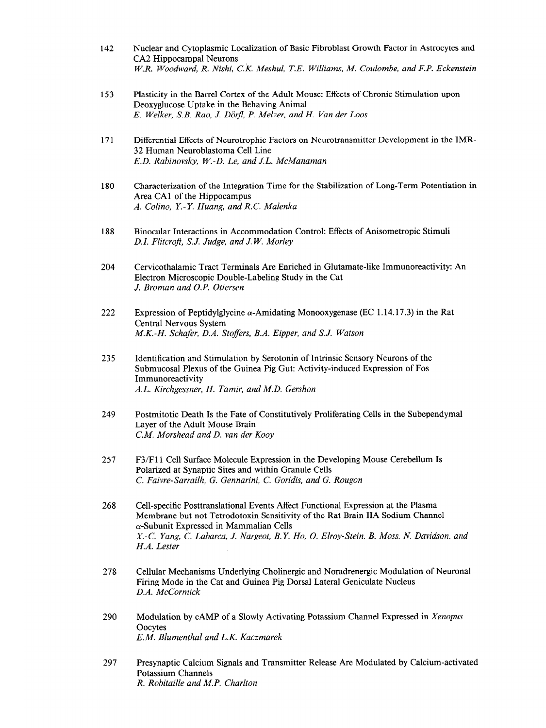142 Nuclear and Cytoplasmic Localization of Basic Fibroblast Growth Factor in Astrocytes and CA2 Hippocampal Neurons
*W.R. Woodward, R. Nishi, C.K. Meshul, T.E. Williams, M. Coulombe, and F.P. Eckenstein*

153 Plasticity in the Barrel Cortex of the Adult Mouse: Effects of Chronic Stimulation upon Deoxyglucose Uptake in the Behaving Animal
*E. Welker, S.B. Rao, J. Dörfl, P. Melzer, and H. Van der Loos*

171 Differential Effects of Neurotrophic Factors on Neurotransmitter Development in the IMR-32 Human Neuroblastoma Cell Line
*E.D. Rabinovsky, W.-D. Le, and J.L. McManaman*

180 Characterization of the Integration Time for the Stabilization of Long-Term Potentiation in Area CA1 of the Hippocampus
*A. Colino, Y.-Y. Huang, and R.C. Malenka*

188 Binocular Interactions in Accommodation Control: Effects of Anisometropic Stimuli
*D.I. Flitcroft, S.J. Judge, and J.W. Morley*

204 Cervicothalamic Tract Terminals Are Enriched in Glutamate-like Immunoreactivity: An Electron Microscopic Double-Labeling Study in the Cat
*J. Broman and O.P. Ottersen*

222 Expression of Peptidylglycine $\alpha$-Amidating Monooxygenase (EC 1.14.17.3) in the Rat Central Nervous System
*M.K.-H. Schafer, D.A. Stoffers, B.A. Eipper, and S.J. Watson*

235 Identification and Stimulation by Serotonin of Intrinsic Sensory Neurons of the Submucosal Plexus of the Guinea Pig Gut: Activity-induced Expression of Fos Immunoreactivity
*A.L. Kirchgessner, H. Tamir, and M.D. Gershon*

249 Postmitotic Death Is the Fate of Constitutively Proliferating Cells in the Subependymal Layer of the Adult Mouse Brain
*C.M. Morshead and D. van der Kooy*

257 F3/F11 Cell Surface Molecule Expression in the Developing Mouse Cerebellum Is Polarized at Synaptic Sites and within Granule Cells
*C. Faivre-Sarrailh, G. Gennarini, C. Goridis, and G. Rougon*

268 Cell-specific Posttranslational Events Affect Functional Expression at the Plasma Membrane but not Tetrodotoxin Sensitivity of the Rat Brain IIA Sodium Channel $\alpha$-Subunit Expressed in Mammalian Cells
*X.-C. Yang, C. Labarca, J. Nargeot, B.Y. Ho, O. Elroy-Stein, B. Moss, N. Davidson, and H.A. Lester*

278 Cellular Mechanisms Underlying Cholinergic and Noradrenergic Modulation of Neuronal Firing Mode in the Cat and Guinea Pig Dorsal Lateral Geniculate Nucleus
*D.A. McCormick*

290 Modulation by cAMP of a Slowly Activating Potassium Channel Expressed in *Xenopus* Oocytes
*E.M. Blumenthal and L.K. Kaczmarek*

297 Presynaptic Calcium Signals and Transmitter Release Are Modulated by Calcium-activated Potassium Channels
*R. Robitaille and M.P. Charlton*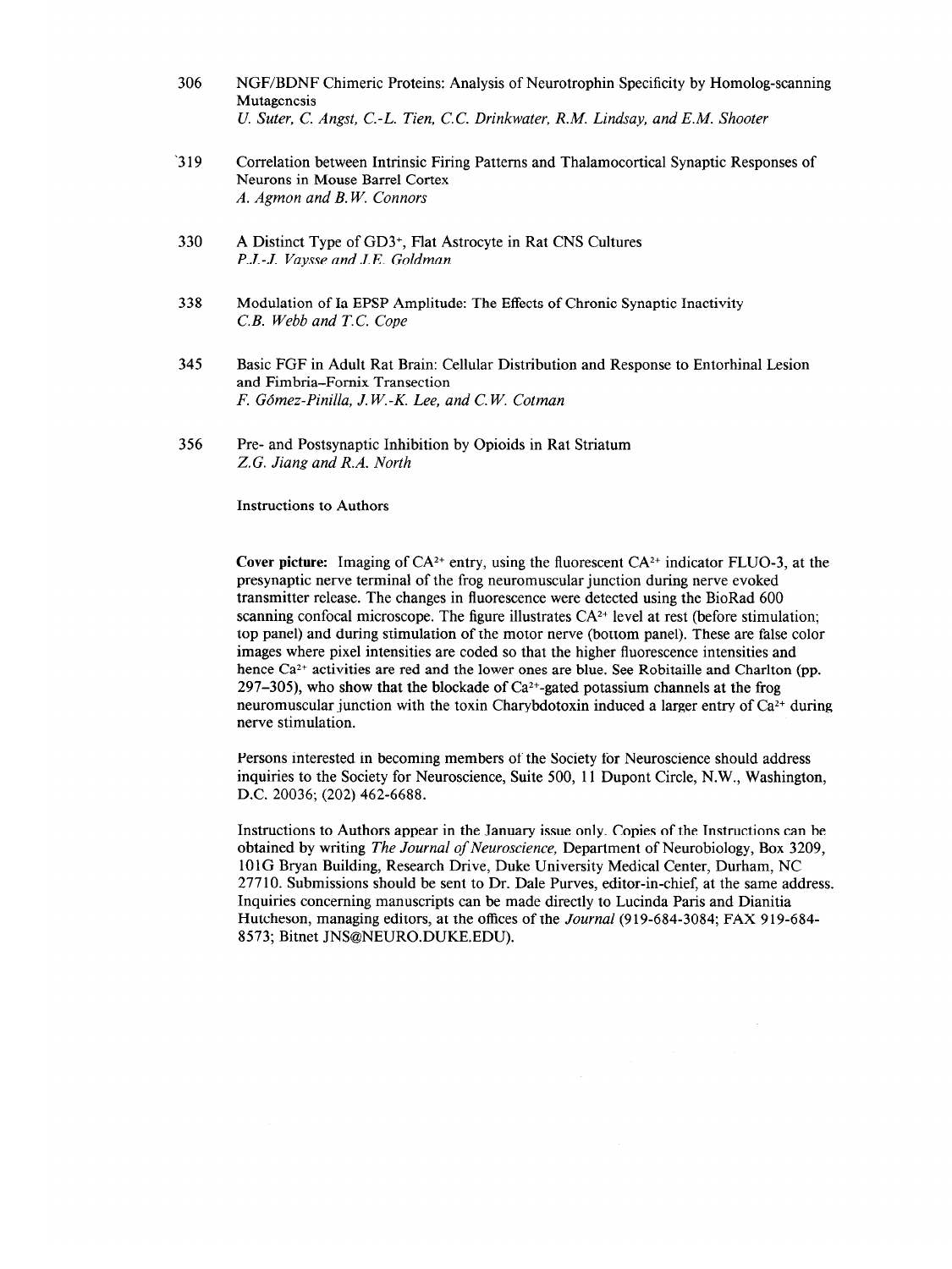306 NGF/BDNF Chimeric Proteins: Analysis of Neurotrophin Specificity by Homolog-scanning Mutagenesis
*U. Suter, C. Angst, C.-L. Tien, C.C. Drinkwater, R.M. Lindsay, and E.M. Shooter*

319 Correlation between Intrinsic Firing Patterns and Thalamocortical Synaptic Responses of Neurons in Mouse Barrel Cortex
*A. Agmon and B.W. Connors*

330 A Distinct Type of GD3+, Flat Astrocyte in Rat CNS Cultures
*P.J.-J. Vaysse and J.E. Goldman*

338 Modulation of Ia EPSP Amplitude: The Effects of Chronic Synaptic Inactivity
*C.B. Webb and T.C. Cope*

345 Basic FGF in Adult Rat Brain: Cellular Distribution and Response to Entorhinal Lesion and Fimbria–Fornix Transection
*F. Gómez-Pinilla, J.W.-K. Lee, and C.W. Cotman*

356 Pre- and Postsynaptic Inhibition by Opioids in Rat Striatum
*Z.G. Jiang and R.A. North*

Instructions to Authors

**Cover picture:** Imaging of $CA^{2+}$ entry, using the fluorescent $CA^{2+}$ indicator FLUO-3, at the presynaptic nerve terminal of the frog neuromuscular junction during nerve evoked transmitter release. The changes in fluorescence were detected using the BioRad 600 scanning confocal microscope. The figure illustrates $CA^{2+}$ level at rest (before stimulation; top panel) and during stimulation of the motor nerve (bottom panel). These are false color images where pixel intensities are coded so that the higher fluorescence intensities and hence $Ca^{2+}$ activities are red and the lower ones are blue. See Robitaille and Charlton (pp. 297–305), who show that the blockade of $Ca^{2+}$-gated potassium channels at the frog neuromuscular junction with the toxin Charybdotoxin induced a larger entry of $Ca^{2+}$ during nerve stimulation.

Persons interested in becoming members of the Society for Neuroscience should address inquiries to the Society for Neuroscience, Suite 500, 11 Dupont Circle, N.W., Washington, D.C. 20036; (202) 462-6688.

Instructions to Authors appear in the January issue only. Copies of the Instructions can be obtained by writing *The Journal of Neuroscience,* Department of Neurobiology, Box 3209, 101G Bryan Building, Research Drive, Duke University Medical Center, Durham, NC 27710. Submissions should be sent to Dr. Dale Purves, editor-in-chief, at the same address. Inquiries concerning manuscripts can be made directly to Lucinda Paris and Dianitia Hutcheson, managing editors, at the offices of the *Journal* (919-684-3084; FAX 919-684-8573; Bitnet JNS@NEURO.DUKE.EDU).